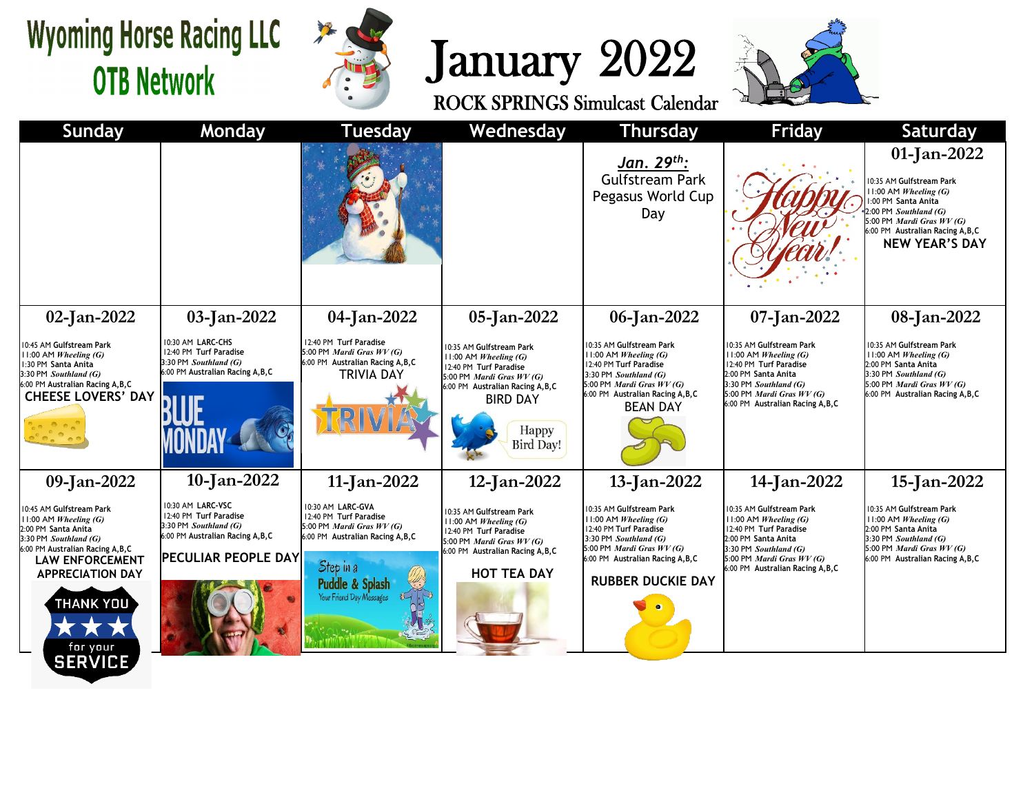# Wyoming Horse Racing LLC
## OTB Network

# January 2022

## ROCK SPRINGS Simulcast Calendar

| Sunday | Monday | Tuesday | Wednesday | Thursday | Friday | Saturday |
| --- | --- | --- | --- | --- | --- | --- |
| | | | | ***Jan. 29th:*** Gulfstream Park Pegasus World Cup Day | Happy New Year! | **01-Jan-2022**<br>10:35 AM Gulfstream Park<br>11:00 AM *Wheeling (G)*<br>1:00 PM Santa Anita<br>2:00 PM *Southland (G)*<br>5:00 PM *Mardi Gras WV (G)*<br>6:00 PM Australian Racing A,B,C<br>NEW YEAR'S DAY |
| **02-Jan-2022**<br>10:45 AM Gulfstream Park<br>11:00 AM *Wheeling (G)*<br>1:30 PM Santa Anita<br>3:30 PM *Southland (G)*<br>6:00 PM Australian Racing A,B,C<br>CHEESE LOVERS' DAY | **03-Jan-2022**<br>10:30 AM LARC-CHS<br>12:40 PM Turf Paradise<br>3:30 PM *Southland (G)*<br>6:00 PM Australian Racing A,B,C<br>BLUE MONDAY | **04-Jan-2022**<br>12:40 PM Turf Paradise<br>5:00 PM *Mardi Gras WV (G)*<br>6:00 PM Australian Racing A,B,C<br>TRIVIA DAY | **05-Jan-2022**<br>10:35 AM Gulfstream Park<br>11:00 AM *Wheeling (G)*<br>12:40 PM Turf Paradise<br>5:00 PM *Mardi Gras WV (G)*<br>6:00 PM Australian Racing A,B,C<br>BIRD DAY<br>Happy Bird Day! | **06-Jan-2022**<br>10:35 AM Gulfstream Park<br>11:00 AM *Wheeling (G)*<br>12:40 PM Turf Paradise<br>3:30 PM *Southland (G)*<br>5:00 PM *Mardi Gras WV (G)*<br>6:00 PM Australian Racing A,B,C<br>BEAN DAY | **07-Jan-2022**<br>10:35 AM Gulfstream Park<br>11:00 AM *Wheeling (G)*<br>12:40 PM Turf Paradise<br>2:00 PM Santa Anita<br>3:30 PM *Southland (G)*<br>5:00 PM *Mardi Gras WV (G)*<br>6:00 PM Australian Racing A,B,C | **08-Jan-2022**<br>10:35 AM Gulfstream Park<br>11:00 AM *Wheeling (G)*<br>2:00 PM Santa Anita<br>3:30 PM *Southland (G)*<br>5:00 PM *Mardi Gras WV (G)*<br>6:00 PM Australian Racing A,B,C |
| **09-Jan-2022**<br>10:45 AM Gulfstream Park<br>11:00 AM *Wheeling (G)*<br>2:00 PM Santa Anita<br>3:30 PM *Southland (G)*<br>6:00 PM Australian Racing A,B,C<br>LAW ENFORCEMENT APPRECIATION DAY<br>THANK YOU for your SERVICE | **10-Jan-2022**<br>10:30 AM LARC-VSC<br>12:40 PM Turf Paradise<br>3:30 PM *Southland (G)*<br>6:00 PM Australian Racing A,B,C<br>PECULIAR PEOPLE DAY | **11-Jan-2022**<br>10:30 AM LARC-GVA<br>12:40 PM Turf Paradise<br>5:00 PM *Mardi Gras WV (G)*<br>6:00 PM Australian Racing A,B,C<br>Step in a Puddle & Splash | **12-Jan-2022**<br>10:35 AM Gulfstream Park<br>11:00 AM *Wheeling (G)*<br>12:40 PM Turf Paradise<br>5:00 PM *Mardi Gras WV (G)*<br>6:00 PM Australian Racing A,B,C<br>HOT TEA DAY | **13-Jan-2022**<br>10:35 AM Gulfstream Park<br>11:00 AM *Wheeling (G)*<br>12:40 PM Turf Paradise<br>3:30 PM *Southland (G)*<br>5:00 PM *Mardi Gras WV (G)*<br>6:00 PM Australian Racing A,B,C<br>RUBBER DUCKIE DAY | **14-Jan-2022**<br>10:35 AM Gulfstream Park<br>11:00 AM *Wheeling (G)*<br>12:40 PM Turf Paradise<br>2:00 PM Santa Anita<br>3:30 PM *Southland (G)*<br>5:00 PM *Mardi Gras WV (G)*<br>6:00 PM Australian Racing A,B,C | **15-Jan-2022**<br>10:35 AM Gulfstream Park<br>11:00 AM *Wheeling (G)*<br>2:00 PM Santa Anita<br>3:30 PM *Southland (G)*<br>5:00 PM *Mardi Gras WV (G)*<br>6:00 PM Australian Racing A,B,C |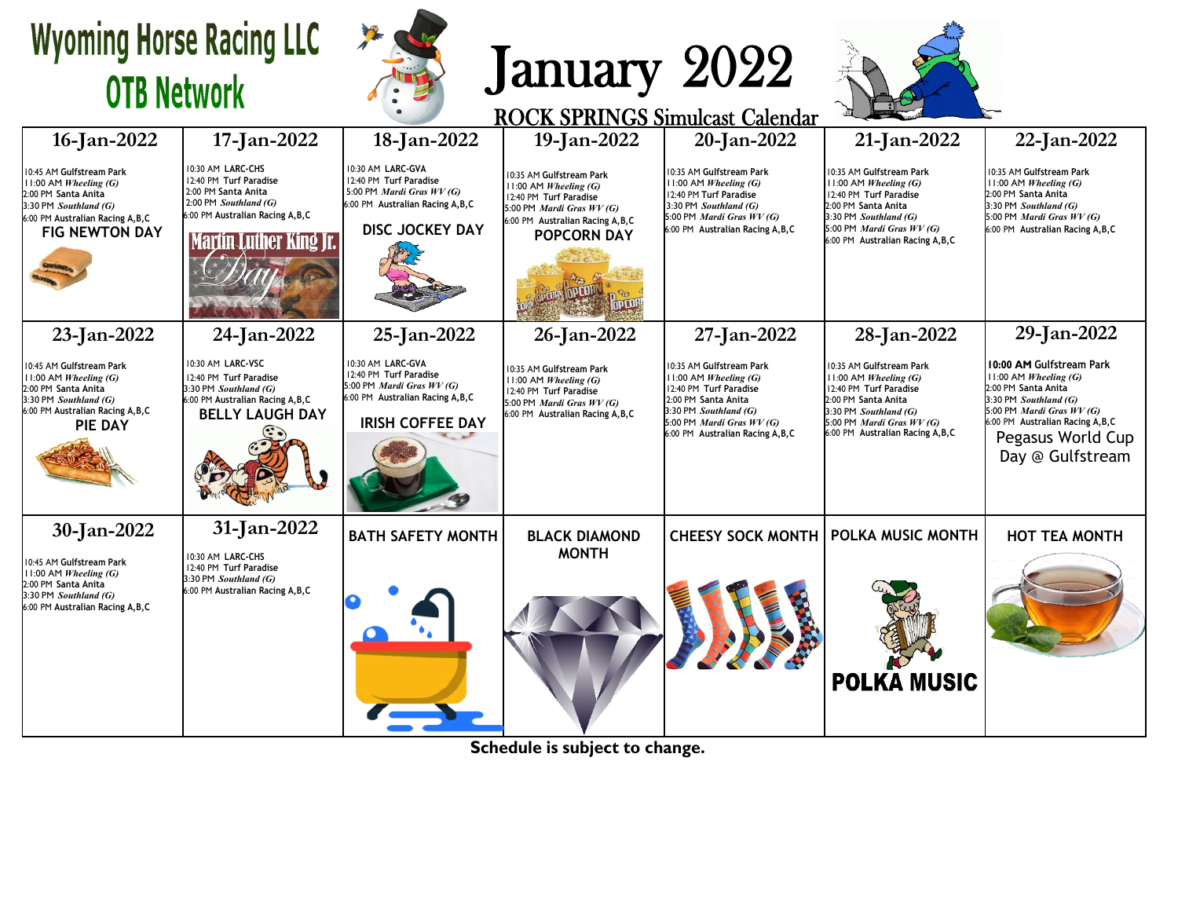# Wyoming Horse Racing LLC

## OTB Network

# January 2022

## ROCK SPRINGS Simulcast Calendar

| 16-Jan-2022 | 17-Jan-2022 | 18-Jan-2022 | 19-Jan-2022 | 20-Jan-2022 | 21-Jan-2022 | 22-Jan-2022 |
|---|---|---|---|---|---|---|
| 10:45 AM Gulfstream Park<br>11:00 AM *Wheeling (G)*<br>2:00 PM Santa Anita<br>3:30 PM *Southland (G)*<br>6:00 PM Australian Racing A,B,C<br>**FIG NEWTON DAY** | 10:30 AM LARC-CHS<br>12:40 PM Turf Paradise<br>2:00 PM Santa Anita<br>2:00 PM *Southland (G)*<br>6:00 PM Australian Racing A,B,C<br>Martin Luther King Jr. Day | 10:30 AM LARC-GVA<br>12:40 PM Turf Paradise<br>5:00 PM *Mardi Gras WV (G)*<br>6:00 PM Australian Racing A,B,C<br>**DISC JOCKEY DAY** | 10:35 AM Gulfstream Park<br>11:00 AM *Wheeling (G)*<br>12:40 PM Turf Paradise<br>5:00 PM *Mardi Gras WV (G)*<br>6:00 PM Australian Racing A,B,C<br>**POPCORN DAY** | 10:35 AM Gulfstream Park<br>11:00 AM *Wheeling (G)*<br>12:40 PM Turf Paradise<br>3:30 PM *Southland (G)*<br>5:00 PM *Mardi Gras WV (G)*<br>6:00 PM Australian Racing A,B,C | 10:35 AM Gulfstream Park<br>11:00 AM *Wheeling (G)*<br>12:40 PM Turf Paradise<br>2:00 PM Santa Anita<br>3:30 PM *Southland (G)*<br>5:00 PM *Mardi Gras WV (G)*<br>6:00 PM Australian Racing A,B,C | 10:35 AM Gulfstream Park<br>11:00 AM *Wheeling (G)*<br>2:00 PM Santa Anita<br>3:30 PM *Southland (G)*<br>5:00 PM *Mardi Gras WV (G)*<br>6:00 PM Australian Racing A,B,C |

| 23-Jan-2022 | 24-Jan-2022 | 25-Jan-2022 | 26-Jan-2022 | 27-Jan-2022 | 28-Jan-2022 | 29-Jan-2022 |
|---|---|---|---|---|---|---|
| 10:45 AM Gulfstream Park<br>11:00 AM *Wheeling (G)*<br>2:00 PM Santa Anita<br>3:30 PM *Southland (G)*<br>6:00 PM Australian Racing A,B,C<br>**PIE DAY** | 10:30 AM LARC-VSC<br>12:40 PM Turf Paradise<br>3:30 PM *Southland (G)*<br>6:00 PM Australian Racing A,B,C<br>**BELLY LAUGH DAY** | 10:30 AM LARC-GVA<br>12:40 PM Turf Paradise<br>5:00 PM *Mardi Gras WV (G)*<br>6:00 PM Australian Racing A,B,C<br>**IRISH COFFEE DAY** | 10:35 AM Gulfstream Park<br>11:00 AM *Wheeling (G)*<br>12:40 PM Turf Paradise<br>5:00 PM *Mardi Gras WV (G)*<br>6:00 PM Australian Racing A,B,C | 10:35 AM Gulfstream Park<br>11:00 AM *Wheeling (G)*<br>12:40 PM Turf Paradise<br>2:00 PM Santa Anita<br>3:30 PM *Southland (G)*<br>5:00 PM *Mardi Gras WV (G)*<br>6:00 PM Australian Racing A,B,C | 10:35 AM Gulfstream Park<br>11:00 AM *Wheeling (G)*<br>12:40 PM Turf Paradise<br>2:00 PM Santa Anita<br>3:30 PM *Southland (G)*<br>5:00 PM *Mardi Gras WV (G)*<br>6:00 PM Australian Racing A,B,C | **10:00 AM** Gulfstream Park<br>11:00 AM *Wheeling (G)*<br>2:00 PM Santa Anita<br>3:30 PM *Southland (G)*<br>5:00 PM *Mardi Gras WV (G)*<br>6:00 PM Australian Racing A,B,C<br>Pegasus World Cup Day @ Gulfstream |

| 30-Jan-2022 | 31-Jan-2022 | | | | | |
|---|---|---|---|---|---|---|
| 10:45 AM Gulfstream Park<br>11:00 AM *Wheeling (G)*<br>2:00 PM Santa Anita<br>3:30 PM *Southland (G)*<br>6:00 PM Australian Racing A,B,C | 10:30 AM LARC-CHS<br>12:40 PM Turf Paradise<br>3:30 PM *Southland (G)*<br>6:00 PM Australian Racing A,B,C | **BATH SAFETY MONTH** | **BLACK DIAMOND MONTH** | **CHEESY SOCK MONTH** | **POLKA MUSIC MONTH**<br>POLKA MUSIC | **HOT TEA MONTH** |

**Schedule is subject to change.**